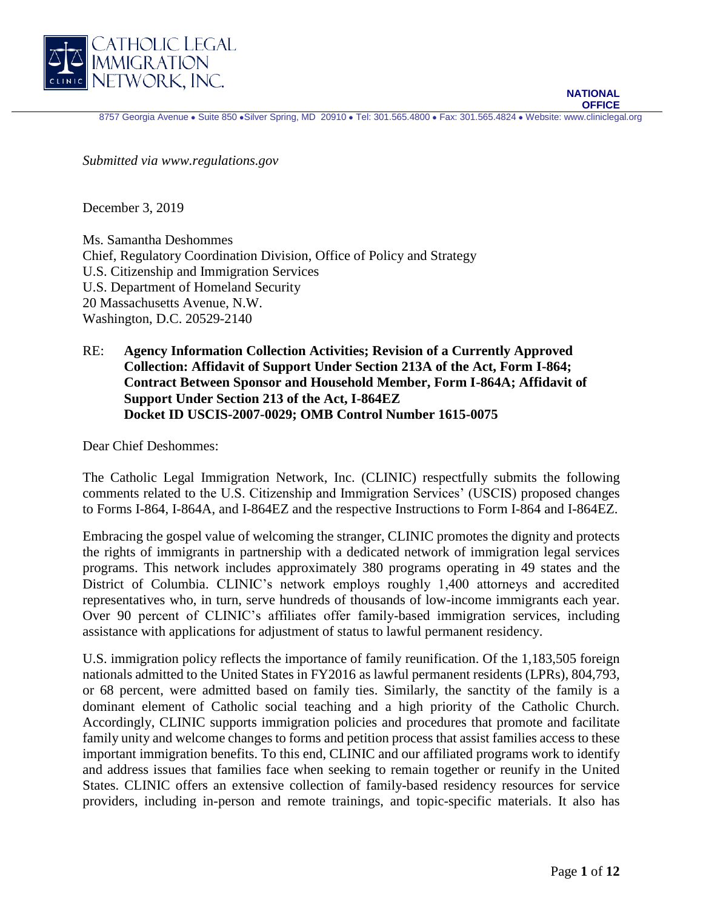CATHOLIC LEGAL IMMIGRATION NETWORK, INC.

**NATIONAL OFFICE**

8757 Georgia Avenue • Suite 850 • Silver Spring, MD 20910 • Tel: 301.565.4800 • Fax: 301.565.4824 • Website: www.cliniclegal.org

*Submitted via www.regulations.gov*

December 3, 2019

Ms. Samantha Deshommes
Chief, Regulatory Coordination Division, Office of Policy and Strategy
U.S. Citizenship and Immigration Services
U.S. Department of Homeland Security
20 Massachusetts Avenue, N.W.
Washington, D.C. 20529-2140

RE: **Agency Information Collection Activities; Revision of a Currently Approved Collection: Affidavit of Support Under Section 213A of the Act, Form I-864; Contract Between Sponsor and Household Member, Form I-864A; Affidavit of Support Under Section 213 of the Act, I-864EZ**
**Docket ID USCIS-2007-0029; OMB Control Number 1615-0075**

Dear Chief Deshommes:

The Catholic Legal Immigration Network, Inc. (CLINIC) respectfully submits the following comments related to the U.S. Citizenship and Immigration Services' (USCIS) proposed changes to Forms I-864, I-864A, and I-864EZ and the respective Instructions to Form I-864 and I-864EZ.

Embracing the gospel value of welcoming the stranger, CLINIC promotes the dignity and protects the rights of immigrants in partnership with a dedicated network of immigration legal services programs. This network includes approximately 380 programs operating in 49 states and the District of Columbia. CLINIC's network employs roughly 1,400 attorneys and accredited representatives who, in turn, serve hundreds of thousands of low-income immigrants each year. Over 90 percent of CLINIC's affiliates offer family-based immigration services, including assistance with applications for adjustment of status to lawful permanent residency.

U.S. immigration policy reflects the importance of family reunification. Of the 1,183,505 foreign nationals admitted to the United States in FY2016 as lawful permanent residents (LPRs), 804,793, or 68 percent, were admitted based on family ties. Similarly, the sanctity of the family is a dominant element of Catholic social teaching and a high priority of the Catholic Church. Accordingly, CLINIC supports immigration policies and procedures that promote and facilitate family unity and welcome changes to forms and petition process that assist families access to these important immigration benefits. To this end, CLINIC and our affiliated programs work to identify and address issues that families face when seeking to remain together or reunify in the United States. CLINIC offers an extensive collection of family-based residency resources for service providers, including in-person and remote trainings, and topic-specific materials. It also has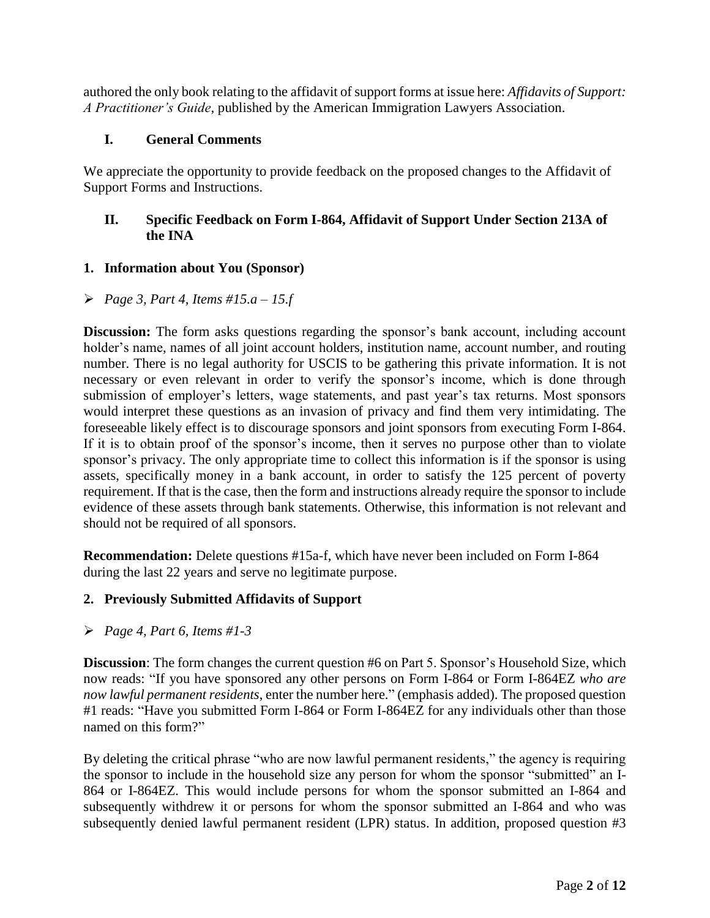authored the only book relating to the affidavit of support forms at issue here: *Affidavits of Support: A Practitioner's Guide*, published by the American Immigration Lawyers Association.

## I. General Comments

We appreciate the opportunity to provide feedback on the proposed changes to the Affidavit of Support Forms and Instructions.

## II. Specific Feedback on Form I-864, Affidavit of Support Under Section 213A of the INA

### 1. Information about You (Sponsor)

- *Page 3, Part 4, Items #15.a – 15.f*

**Discussion:** The form asks questions regarding the sponsor's bank account, including account holder's name, names of all joint account holders, institution name, account number, and routing number. There is no legal authority for USCIS to be gathering this private information. It is not necessary or even relevant in order to verify the sponsor's income, which is done through submission of employer's letters, wage statements, and past year's tax returns. Most sponsors would interpret these questions as an invasion of privacy and find them very intimidating. The foreseeable likely effect is to discourage sponsors and joint sponsors from executing Form I-864. If it is to obtain proof of the sponsor's income, then it serves no purpose other than to violate sponsor's privacy. The only appropriate time to collect this information is if the sponsor is using assets, specifically money in a bank account, in order to satisfy the 125 percent of poverty requirement. If that is the case, then the form and instructions already require the sponsor to include evidence of these assets through bank statements. Otherwise, this information is not relevant and should not be required of all sponsors.

**Recommendation:** Delete questions #15a-f, which have never been included on Form I-864 during the last 22 years and serve no legitimate purpose.

### 2. Previously Submitted Affidavits of Support

- *Page 4, Part 6, Items #1-3*

**Discussion**: The form changes the current question #6 on Part 5. Sponsor's Household Size, which now reads: "If you have sponsored any other persons on Form I-864 or Form I-864EZ *who are now lawful permanent residents*, enter the number here." (emphasis added). The proposed question #1 reads: "Have you submitted Form I-864 or Form I-864EZ for any individuals other than those named on this form?"

By deleting the critical phrase "who are now lawful permanent residents," the agency is requiring the sponsor to include in the household size any person for whom the sponsor "submitted" an I-864 or I-864EZ. This would include persons for whom the sponsor submitted an I-864 and subsequently withdrew it or persons for whom the sponsor submitted an I-864 and who was subsequently denied lawful permanent resident (LPR) status. In addition, proposed question #3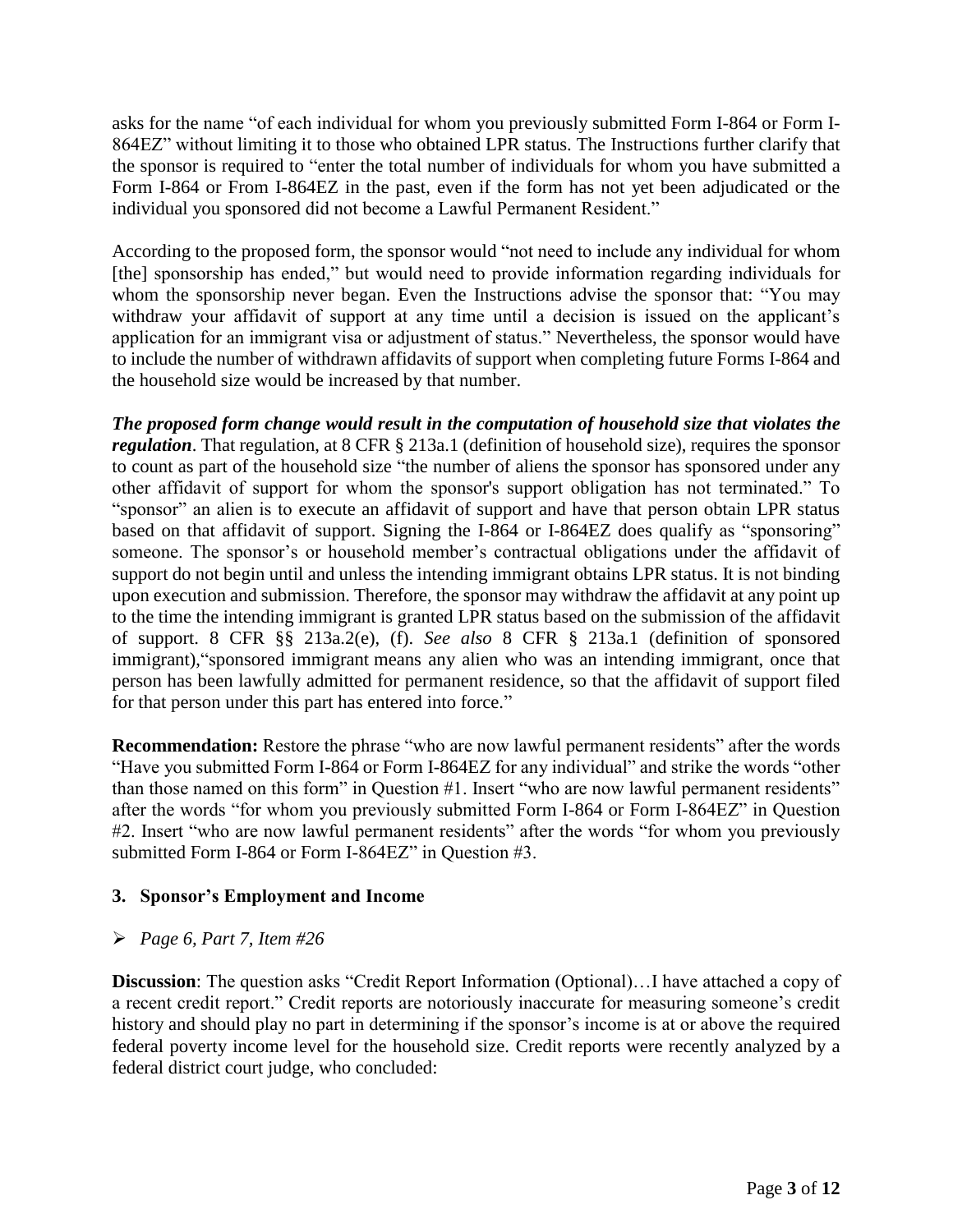asks for the name "of each individual for whom you previously submitted Form I-864 or Form I-864EZ" without limiting it to those who obtained LPR status. The Instructions further clarify that the sponsor is required to "enter the total number of individuals for whom you have submitted a Form I-864 or From I-864EZ in the past, even if the form has not yet been adjudicated or the individual you sponsored did not become a Lawful Permanent Resident."

According to the proposed form, the sponsor would "not need to include any individual for whom [the] sponsorship has ended," but would need to provide information regarding individuals for whom the sponsorship never began. Even the Instructions advise the sponsor that: "You may withdraw your affidavit of support at any time until a decision is issued on the applicant's application for an immigrant visa or adjustment of status." Nevertheless, the sponsor would have to include the number of withdrawn affidavits of support when completing future Forms I-864 and the household size would be increased by that number.

***The proposed form change would result in the computation of household size that violates the regulation***. That regulation, at 8 CFR § 213a.1 (definition of household size), requires the sponsor to count as part of the household size "the number of aliens the sponsor has sponsored under any other affidavit of support for whom the sponsor's support obligation has not terminated." To "sponsor" an alien is to execute an affidavit of support and have that person obtain LPR status based on that affidavit of support. Signing the I-864 or I-864EZ does qualify as "sponsoring" someone. The sponsor's or household member's contractual obligations under the affidavit of support do not begin until and unless the intending immigrant obtains LPR status. It is not binding upon execution and submission. Therefore, the sponsor may withdraw the affidavit at any point up to the time the intending immigrant is granted LPR status based on the submission of the affidavit of support. 8 CFR §§ 213a.2(e), (f). *See also* 8 CFR § 213a.1 (definition of sponsored immigrant),"sponsored immigrant means any alien who was an intending immigrant, once that person has been lawfully admitted for permanent residence, so that the affidavit of support filed for that person under this part has entered into force."

**Recommendation:** Restore the phrase "who are now lawful permanent residents" after the words "Have you submitted Form I-864 or Form I-864EZ for any individual" and strike the words "other than those named on this form" in Question #1. Insert "who are now lawful permanent residents" after the words "for whom you previously submitted Form I-864 or Form I-864EZ" in Question #2. Insert "who are now lawful permanent residents" after the words "for whom you previously submitted Form I-864 or Form I-864EZ" in Question #3.

### 3. Sponsor's Employment and Income

- *Page 6, Part 7, Item #26*

**Discussion**: The question asks "Credit Report Information (Optional)…I have attached a copy of a recent credit report." Credit reports are notoriously inaccurate for measuring someone's credit history and should play no part in determining if the sponsor's income is at or above the required federal poverty income level for the household size. Credit reports were recently analyzed by a federal district court judge, who concluded: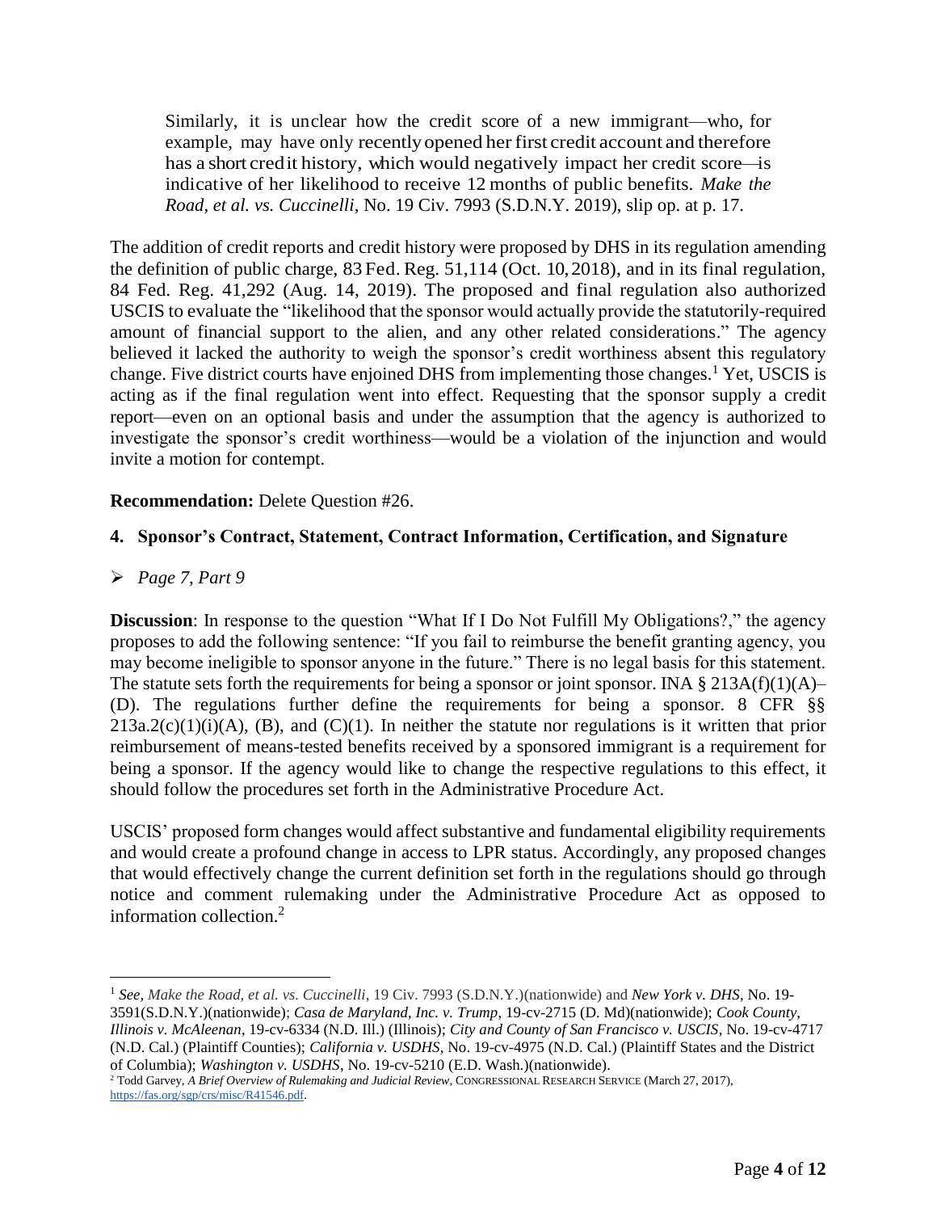> Similarly, it is unclear how the credit score of a new immigrant—who, for example, may have only recently opened her first credit account and therefore has a short credit history, which would negatively impact her credit score—is indicative of her likelihood to receive 12 months of public benefits. *Make the Road, et al. vs. Cuccinelli*, No. 19 Civ. 7993 (S.D.N.Y. 2019), slip op. at p. 17.

The addition of credit reports and credit history were proposed by DHS in its regulation amending the definition of public charge, 83 Fed. Reg. 51,114 (Oct. 10, 2018), and in its final regulation, 84 Fed. Reg. 41,292 (Aug. 14, 2019). The proposed and final regulation also authorized USCIS to evaluate the "likelihood that the sponsor would actually provide the statutorily-required amount of financial support to the alien, and any other related considerations." The agency believed it lacked the authority to weigh the sponsor's credit worthiness absent this regulatory change. Five district courts have enjoined DHS from implementing those changes.[1] Yet, USCIS is acting as if the final regulation went into effect. Requesting that the sponsor supply a credit report—even on an optional basis and under the assumption that the agency is authorized to investigate the sponsor's credit worthiness—would be a violation of the injunction and would invite a motion for contempt.

**Recommendation:** Delete Question #26.

### 4. Sponsor's Contract, Statement, Contract Information, Certification, and Signature

- *Page 7, Part 9*

**Discussion**: In response to the question "What If I Do Not Fulfill My Obligations?," the agency proposes to add the following sentence: "If you fail to reimburse the benefit granting agency, you may become ineligible to sponsor anyone in the future." There is no legal basis for this statement. The statute sets forth the requirements for being a sponsor or joint sponsor. INA § 213A(f)(1)(A)–(D). The regulations further define the requirements for being a sponsor. 8 CFR §§ 213a.2(c)(1)(i)(A), (B), and (C)(1). In neither the statute nor regulations is it written that prior reimbursement of means-tested benefits received by a sponsored immigrant is a requirement for being a sponsor. If the agency would like to change the respective regulations to this effect, it should follow the procedures set forth in the Administrative Procedure Act.

USCIS' proposed form changes would affect substantive and fundamental eligibility requirements and would create a profound change in access to LPR status. Accordingly, any proposed changes that would effectively change the current definition set forth in the regulations should go through notice and comment rulemaking under the Administrative Procedure Act as opposed to information collection.[2]

---

[1] *See*, *Make the Road, et al. vs. Cuccinelli*, 19 Civ. 7993 (S.D.N.Y.)(nationwide) and *New York v. DHS*, No. 19-3591(S.D.N.Y.)(nationwide); *Casa de Maryland, Inc. v. Trump*, 19-cv-2715 (D. Md)(nationwide); *Cook County, Illinois v. McAleenan*, 19-cv-6334 (N.D. Ill.) (Illinois); *City and County of San Francisco v. USCIS*, No. 19-cv-4717 (N.D. Cal.) (Plaintiff Counties); *California v. USDHS*, No. 19-cv-4975 (N.D. Cal.) (Plaintiff States and the District of Columbia); *Washington v. USDHS*, No. 19-cv-5210 (E.D. Wash.)(nationwide).

[2] Todd Garvey, *A Brief Overview of Rulemaking and Judicial Review*, CONGRESSIONAL RESEARCH SERVICE (March 27, 2017), https://fas.org/sgp/crs/misc/R41546.pdf.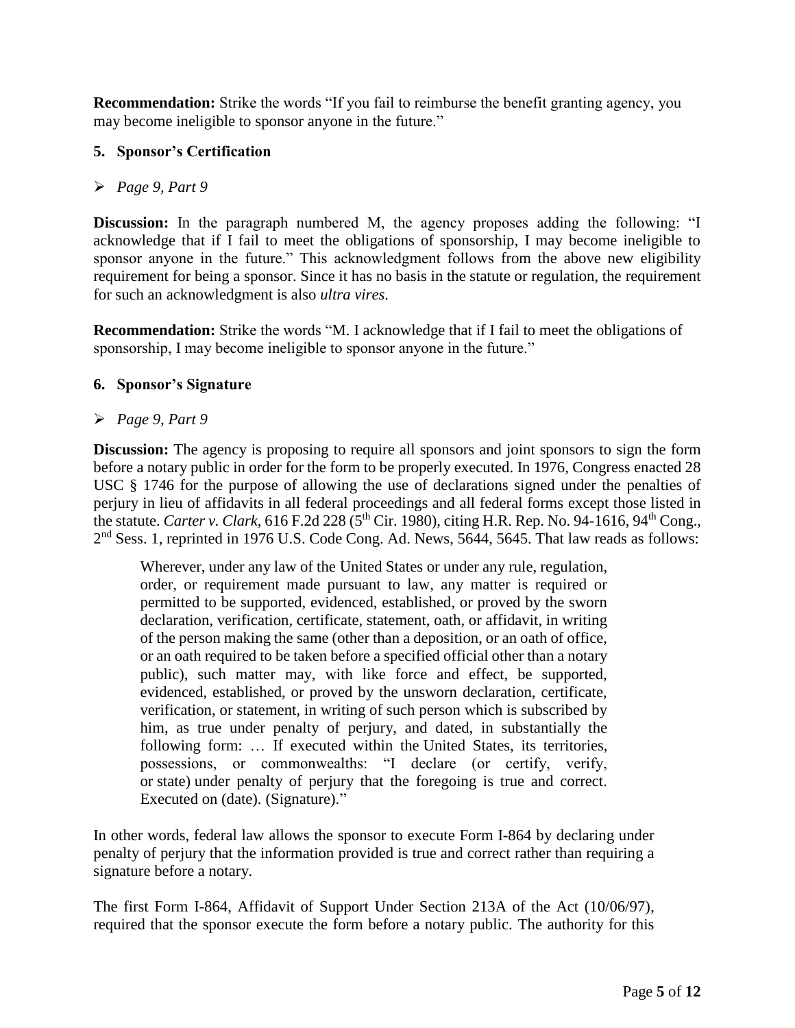**Recommendation:** Strike the words “If you fail to reimburse the benefit granting agency, you may become ineligible to sponsor anyone in the future.”

### 5. Sponsor’s Certification

- *Page 9, Part 9*

**Discussion:** In the paragraph numbered M, the agency proposes adding the following: “I acknowledge that if I fail to meet the obligations of sponsorship, I may become ineligible to sponsor anyone in the future.” This acknowledgment follows from the above new eligibility requirement for being a sponsor. Since it has no basis in the statute or regulation, the requirement for such an acknowledgment is also *ultra vires*.

**Recommendation:** Strike the words “M. I acknowledge that if I fail to meet the obligations of sponsorship, I may become ineligible to sponsor anyone in the future.”

### 6. Sponsor’s Signature

- *Page 9, Part 9*

**Discussion:** The agency is proposing to require all sponsors and joint sponsors to sign the form before a notary public in order for the form to be properly executed. In 1976, Congress enacted 28 USC § 1746 for the purpose of allowing the use of declarations signed under the penalties of perjury in lieu of affidavits in all federal proceedings and all federal forms except those listed in the statute. *Carter v. Clark*, 616 F.2d 228 (5th Cir. 1980), citing H.R. Rep. No. 94-1616, 94th Cong., 2nd Sess. 1, reprinted in 1976 U.S. Code Cong. Ad. News, 5644, 5645. That law reads as follows:

> Wherever, under any law of the United States or under any rule, regulation, order, or requirement made pursuant to law, any matter is required or permitted to be supported, evidenced, established, or proved by the sworn declaration, verification, certificate, statement, oath, or affidavit, in writing of the person making the same (other than a deposition, or an oath of office, or an oath required to be taken before a specified official other than a notary public), such matter may, with like force and effect, be supported, evidenced, established, or proved by the unsworn declaration, certificate, verification, or statement, in writing of such person which is subscribed by him, as true under penalty of perjury, and dated, in substantially the following form: … If executed within the United States, its territories, possessions, or commonwealths: “I declare (or certify, verify, or state) under penalty of perjury that the foregoing is true and correct. Executed on (date). (Signature).”

In other words, federal law allows the sponsor to execute Form I-864 by declaring under penalty of perjury that the information provided is true and correct rather than requiring a signature before a notary.

The first Form I-864, Affidavit of Support Under Section 213A of the Act (10/06/97), required that the sponsor execute the form before a notary public. The authority for this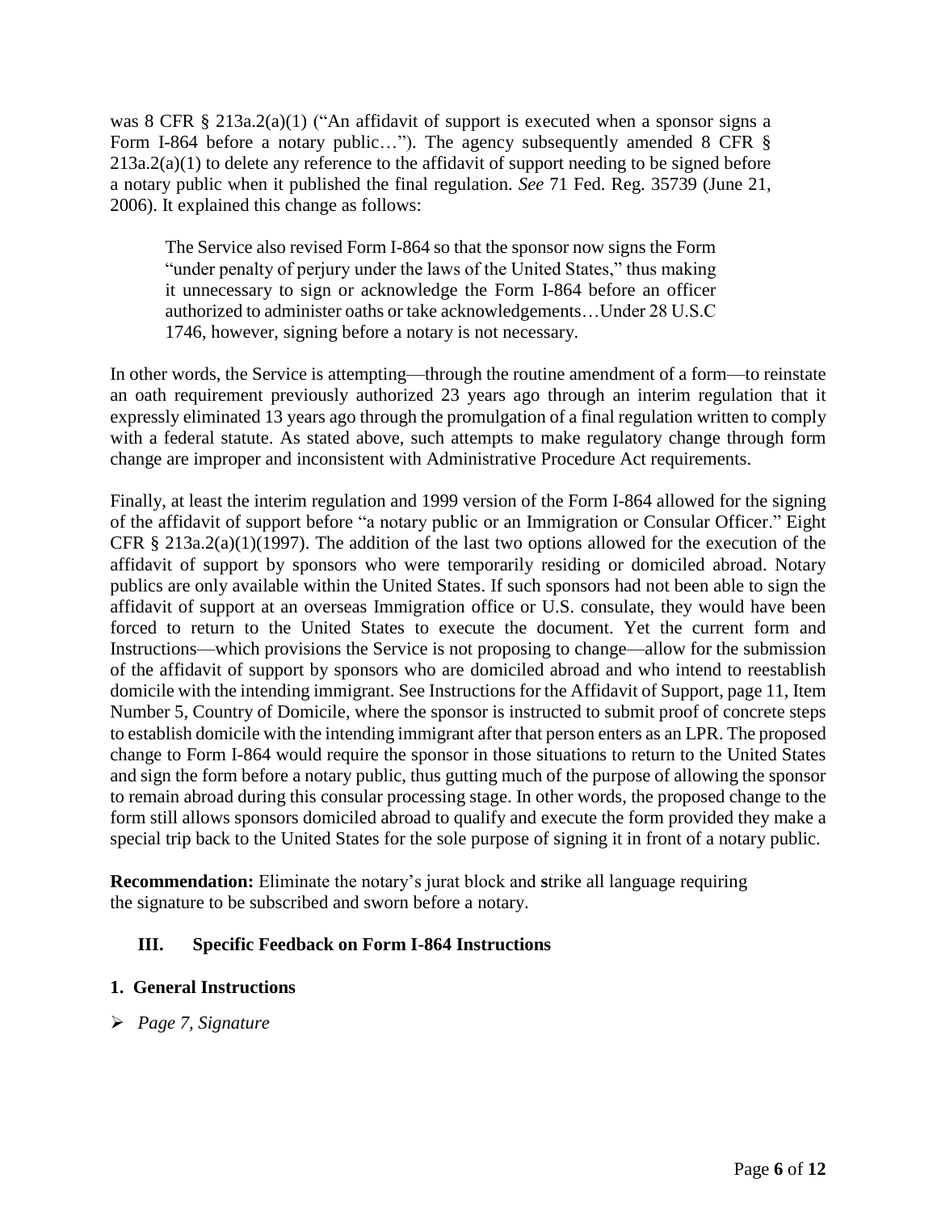was 8 CFR § 213a.2(a)(1) ("An affidavit of support is executed when a sponsor signs a Form I-864 before a notary public…"). The agency subsequently amended 8 CFR § 213a.2(a)(1) to delete any reference to the affidavit of support needing to be signed before a notary public when it published the final regulation. *See* 71 Fed. Reg. 35739 (June 21, 2006). It explained this change as follows:

> The Service also revised Form I-864 so that the sponsor now signs the Form "under penalty of perjury under the laws of the United States," thus making it unnecessary to sign or acknowledge the Form I-864 before an officer authorized to administer oaths or take acknowledgements…Under 28 U.S.C 1746, however, signing before a notary is not necessary.

In other words, the Service is attempting—through the routine amendment of a form—to reinstate an oath requirement previously authorized 23 years ago through an interim regulation that it expressly eliminated 13 years ago through the promulgation of a final regulation written to comply with a federal statute. As stated above, such attempts to make regulatory change through form change are improper and inconsistent with Administrative Procedure Act requirements.

Finally, at least the interim regulation and 1999 version of the Form I-864 allowed for the signing of the affidavit of support before "a notary public or an Immigration or Consular Officer." Eight CFR § 213a.2(a)(1)(1997). The addition of the last two options allowed for the execution of the affidavit of support by sponsors who were temporarily residing or domiciled abroad. Notary publics are only available within the United States. If such sponsors had not been able to sign the affidavit of support at an overseas Immigration office or U.S. consulate, they would have been forced to return to the United States to execute the document. Yet the current form and Instructions—which provisions the Service is not proposing to change—allow for the submission of the affidavit of support by sponsors who are domiciled abroad and who intend to reestablish domicile with the intending immigrant. See Instructions for the Affidavit of Support, page 11, Item Number 5, Country of Domicile, where the sponsor is instructed to submit proof of concrete steps to establish domicile with the intending immigrant after that person enters as an LPR. The proposed change to Form I-864 would require the sponsor in those situations to return to the United States and sign the form before a notary public, thus gutting much of the purpose of allowing the sponsor to remain abroad during this consular processing stage. In other words, the proposed change to the form still allows sponsors domiciled abroad to qualify and execute the form provided they make a special trip back to the United States for the sole purpose of signing it in front of a notary public.

**Recommendation:** Eliminate the notary's jurat block and strike all language requiring the signature to be subscribed and sworn before a notary.

## III. Specific Feedback on Form I-864 Instructions

### 1. General Instructions

- *Page 7, Signature*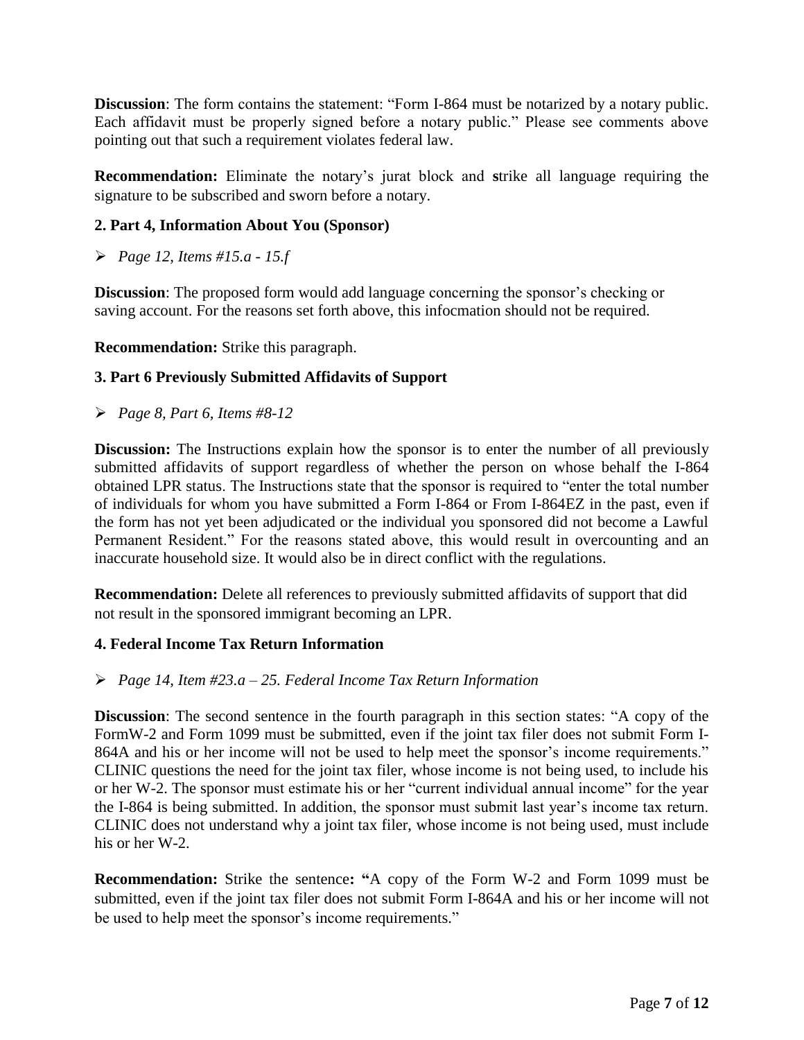**Discussion**: The form contains the statement: "Form I-864 must be notarized by a notary public. Each affidavit must be properly signed before a notary public." Please see comments above pointing out that such a requirement violates federal law.

**Recommendation:** Eliminate the notary's jurat block and **s**trike all language requiring the signature to be subscribed and sworn before a notary.

### 2. Part 4, Information About You (Sponsor)

- *Page 12, Items #15.a - 15.f*

**Discussion**: The proposed form would add language concerning the sponsor's checking or saving account. For the reasons set forth above, this infocmation should not be required.

**Recommendation:** Strike this paragraph.

### 3. Part 6 Previously Submitted Affidavits of Support

- *Page 8, Part 6, Items #8-12*

**Discussion:** The Instructions explain how the sponsor is to enter the number of all previously submitted affidavits of support regardless of whether the person on whose behalf the I-864 obtained LPR status. The Instructions state that the sponsor is required to "enter the total number of individuals for whom you have submitted a Form I-864 or From I-864EZ in the past, even if the form has not yet been adjudicated or the individual you sponsored did not become a Lawful Permanent Resident." For the reasons stated above, this would result in overcounting and an inaccurate household size. It would also be in direct conflict with the regulations.

**Recommendation:** Delete all references to previously submitted affidavits of support that did not result in the sponsored immigrant becoming an LPR.

### 4. Federal Income Tax Return Information

- *Page 14, Item #23.a – 25. Federal Income Tax Return Information*

**Discussion**: The second sentence in the fourth paragraph in this section states: "A copy of the FormW-2 and Form 1099 must be submitted, even if the joint tax filer does not submit Form I-864A and his or her income will not be used to help meet the sponsor's income requirements." CLINIC questions the need for the joint tax filer, whose income is not being used, to include his or her W-2. The sponsor must estimate his or her "current individual annual income" for the year the I-864 is being submitted. In addition, the sponsor must submit last year's income tax return. CLINIC does not understand why a joint tax filer, whose income is not being used, must include his or her W-2.

**Recommendation:** Strike the sentence**: "**A copy of the Form W-2 and Form 1099 must be submitted, even if the joint tax filer does not submit Form I-864A and his or her income will not be used to help meet the sponsor's income requirements."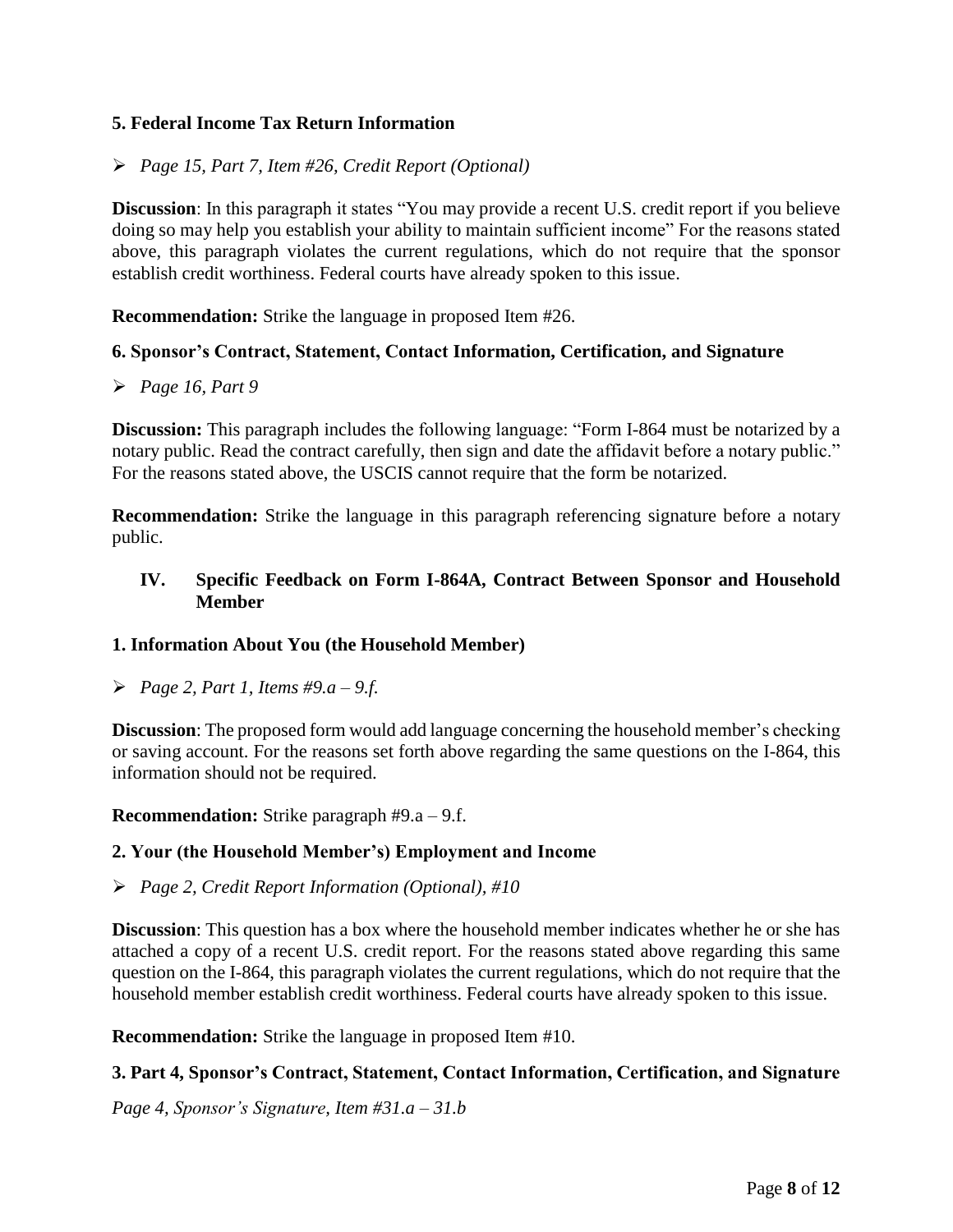### 5. Federal Income Tax Return Information

- *Page 15, Part 7, Item #26, Credit Report (Optional)*

**Discussion**: In this paragraph it states "You may provide a recent U.S. credit report if you believe doing so may help you establish your ability to maintain sufficient income" For the reasons stated above, this paragraph violates the current regulations, which do not require that the sponsor establish credit worthiness. Federal courts have already spoken to this issue.

**Recommendation:** Strike the language in proposed Item #26.

### 6. Sponsor's Contract, Statement, Contact Information, Certification, and Signature

- *Page 16, Part 9*

**Discussion:** This paragraph includes the following language: "Form I-864 must be notarized by a notary public. Read the contract carefully, then sign and date the affidavit before a notary public." For the reasons stated above, the USCIS cannot require that the form be notarized.

**Recommendation:** Strike the language in this paragraph referencing signature before a notary public.

## IV. Specific Feedback on Form I-864A, Contract Between Sponsor and Household Member

### 1. Information About You (the Household Member)

- *Page 2, Part 1, Items #9.a – 9.f.*

**Discussion**: The proposed form would add language concerning the household member's checking or saving account. For the reasons set forth above regarding the same questions on the I-864, this information should not be required.

**Recommendation:** Strike paragraph #9.a – 9.f.

### 2. Your (the Household Member's) Employment and Income

- *Page 2, Credit Report Information (Optional), #10*

**Discussion**: This question has a box where the household member indicates whether he or she has attached a copy of a recent U.S. credit report. For the reasons stated above regarding this same question on the I-864, this paragraph violates the current regulations, which do not require that the household member establish credit worthiness. Federal courts have already spoken to this issue.

**Recommendation:** Strike the language in proposed Item #10.

### 3. Part 4, Sponsor's Contract, Statement, Contact Information, Certification, and Signature

*Page 4, Sponsor's Signature, Item #31.a – 31.b*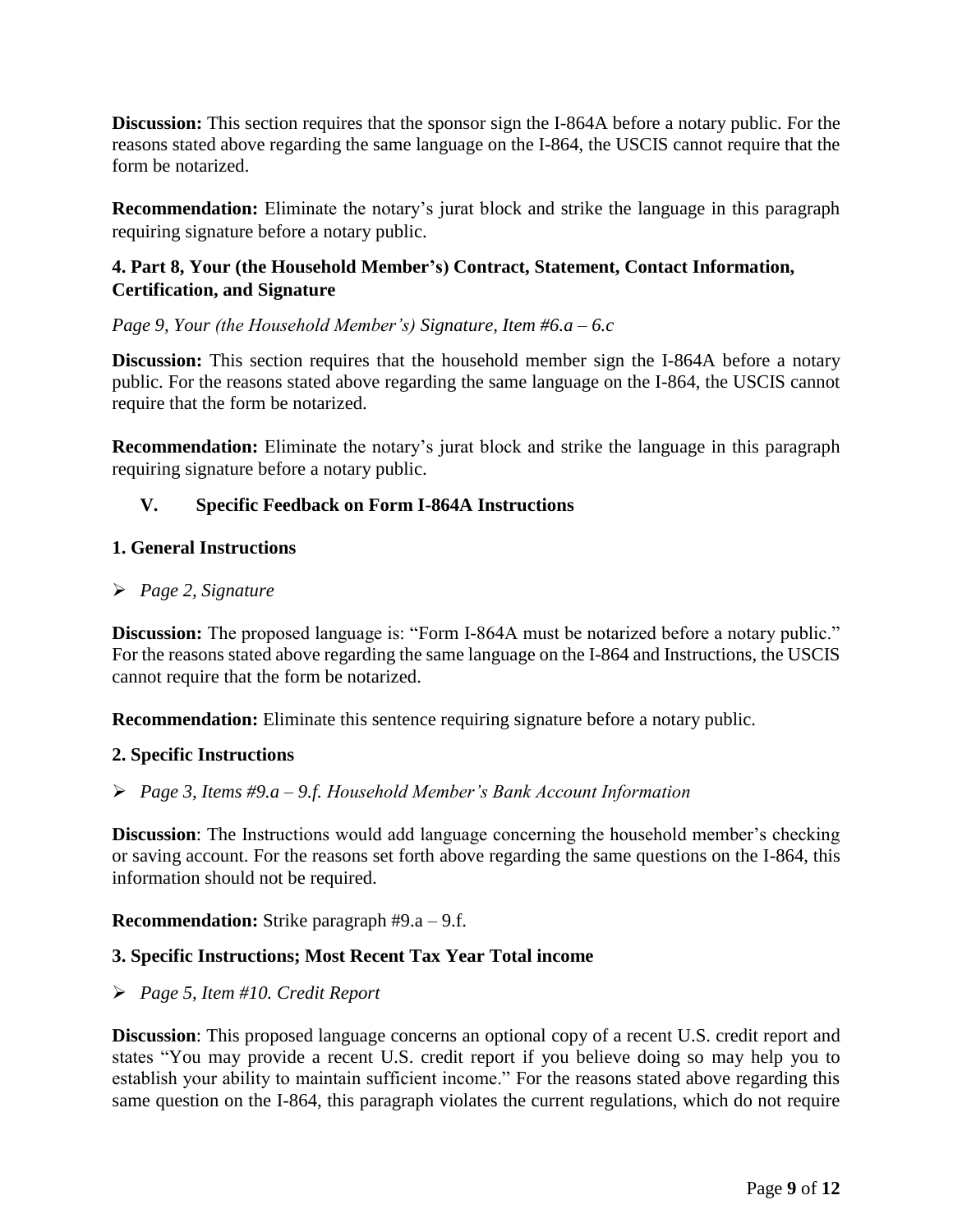**Discussion:** This section requires that the sponsor sign the I-864A before a notary public. For the reasons stated above regarding the same language on the I-864, the USCIS cannot require that the form be notarized.

**Recommendation:** Eliminate the notary's jurat block and strike the language in this paragraph requiring signature before a notary public.

### 4. Part 8, Your (the Household Member's) Contract, Statement, Contact Information, Certification, and Signature

*Page 9, Your (the Household Member's) Signature, Item #6.a – 6.c*

**Discussion:** This section requires that the household member sign the I-864A before a notary public. For the reasons stated above regarding the same language on the I-864, the USCIS cannot require that the form be notarized.

**Recommendation:** Eliminate the notary's jurat block and strike the language in this paragraph requiring signature before a notary public.

## V. Specific Feedback on Form I-864A Instructions

### 1. General Instructions

- *Page 2, Signature*

**Discussion:** The proposed language is: "Form I-864A must be notarized before a notary public." For the reasons stated above regarding the same language on the I-864 and Instructions, the USCIS cannot require that the form be notarized.

**Recommendation:** Eliminate this sentence requiring signature before a notary public.

### 2. Specific Instructions

- *Page 3, Items #9.a – 9.f. Household Member's Bank Account Information*

**Discussion**: The Instructions would add language concerning the household member's checking or saving account. For the reasons set forth above regarding the same questions on the I-864, this information should not be required.

**Recommendation:** Strike paragraph #9.a – 9.f.

### 3. Specific Instructions; Most Recent Tax Year Total income

- *Page 5, Item #10. Credit Report*

**Discussion**: This proposed language concerns an optional copy of a recent U.S. credit report and states "You may provide a recent U.S. credit report if you believe doing so may help you to establish your ability to maintain sufficient income." For the reasons stated above regarding this same question on the I-864, this paragraph violates the current regulations, which do not require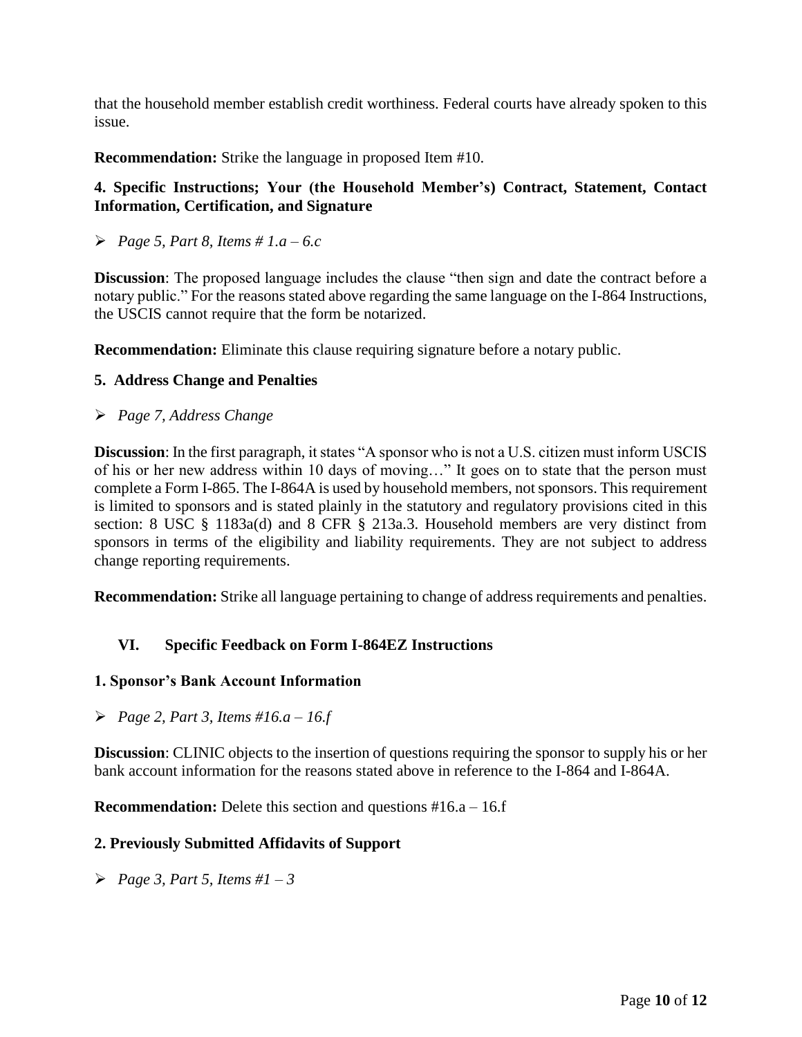that the household member establish credit worthiness. Federal courts have already spoken to this issue.

**Recommendation:** Strike the language in proposed Item #10.

#### 4. Specific Instructions; Your (the Household Member's) Contract, Statement, Contact Information, Certification, and Signature

- *Page 5, Part 8, Items # 1.a – 6.c*

**Discussion**: The proposed language includes the clause "then sign and date the contract before a notary public." For the reasons stated above regarding the same language on the I-864 Instructions, the USCIS cannot require that the form be notarized.

**Recommendation:** Eliminate this clause requiring signature before a notary public.

#### 5. Address Change and Penalties

- *Page 7, Address Change*

**Discussion**: In the first paragraph, it states "A sponsor who is not a U.S. citizen must inform USCIS of his or her new address within 10 days of moving…" It goes on to state that the person must complete a Form I-865. The I-864A is used by household members, not sponsors. This requirement is limited to sponsors and is stated plainly in the statutory and regulatory provisions cited in this section: 8 USC § 1183a(d) and 8 CFR § 213a.3. Household members are very distinct from sponsors in terms of the eligibility and liability requirements. They are not subject to address change reporting requirements.

**Recommendation:** Strike all language pertaining to change of address requirements and penalties.

## VI. Specific Feedback on Form I-864EZ Instructions

#### 1. Sponsor's Bank Account Information

- *Page 2, Part 3, Items #16.a – 16.f*

**Discussion**: CLINIC objects to the insertion of questions requiring the sponsor to supply his or her bank account information for the reasons stated above in reference to the I-864 and I-864A.

**Recommendation:** Delete this section and questions #16.a – 16.f

#### 2. Previously Submitted Affidavits of Support

- *Page 3, Part 5, Items #1 – 3*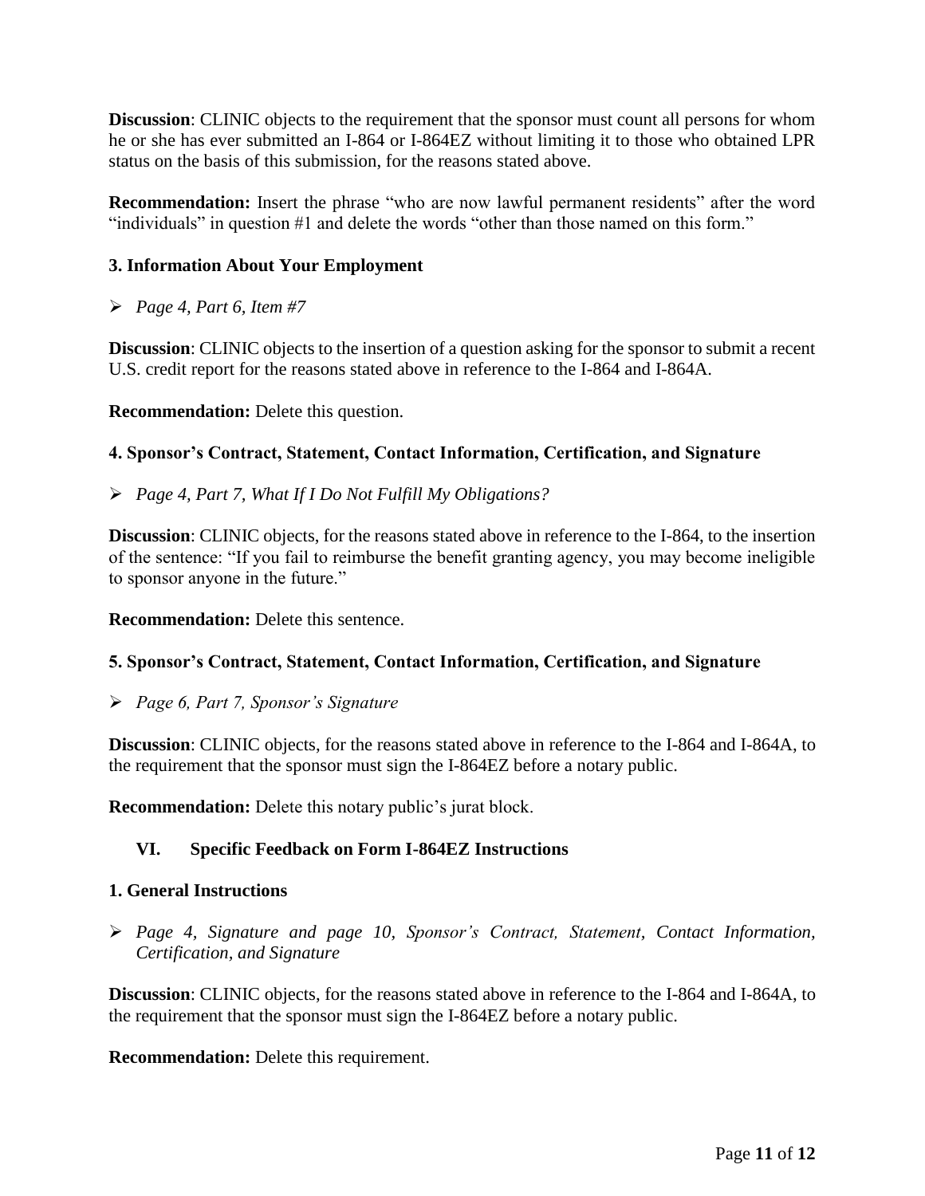**Discussion**: CLINIC objects to the requirement that the sponsor must count all persons for whom he or she has ever submitted an I-864 or I-864EZ without limiting it to those who obtained LPR status on the basis of this submission, for the reasons stated above.

**Recommendation:** Insert the phrase "who are now lawful permanent residents" after the word "individuals" in question #1 and delete the words "other than those named on this form."

### 3. Information About Your Employment

- *Page 4, Part 6, Item #7*

**Discussion**: CLINIC objects to the insertion of a question asking for the sponsor to submit a recent U.S. credit report for the reasons stated above in reference to the I-864 and I-864A.

**Recommendation:** Delete this question.

### 4. Sponsor's Contract, Statement, Contact Information, Certification, and Signature

- *Page 4, Part 7, What If I Do Not Fulfill My Obligations?*

**Discussion**: CLINIC objects, for the reasons stated above in reference to the I-864, to the insertion of the sentence: "If you fail to reimburse the benefit granting agency, you may become ineligible to sponsor anyone in the future."

**Recommendation:** Delete this sentence.

### 5. Sponsor's Contract, Statement, Contact Information, Certification, and Signature

- *Page 6, Part 7, Sponsor's Signature*

**Discussion**: CLINIC objects, for the reasons stated above in reference to the I-864 and I-864A, to the requirement that the sponsor must sign the I-864EZ before a notary public.

**Recommendation:** Delete this notary public's jurat block.

## VI. Specific Feedback on Form I-864EZ Instructions

### 1. General Instructions

- *Page 4, Signature and page 10, Sponsor's Contract, Statement, Contact Information, Certification, and Signature*

**Discussion**: CLINIC objects, for the reasons stated above in reference to the I-864 and I-864A, to the requirement that the sponsor must sign the I-864EZ before a notary public.

**Recommendation:** Delete this requirement.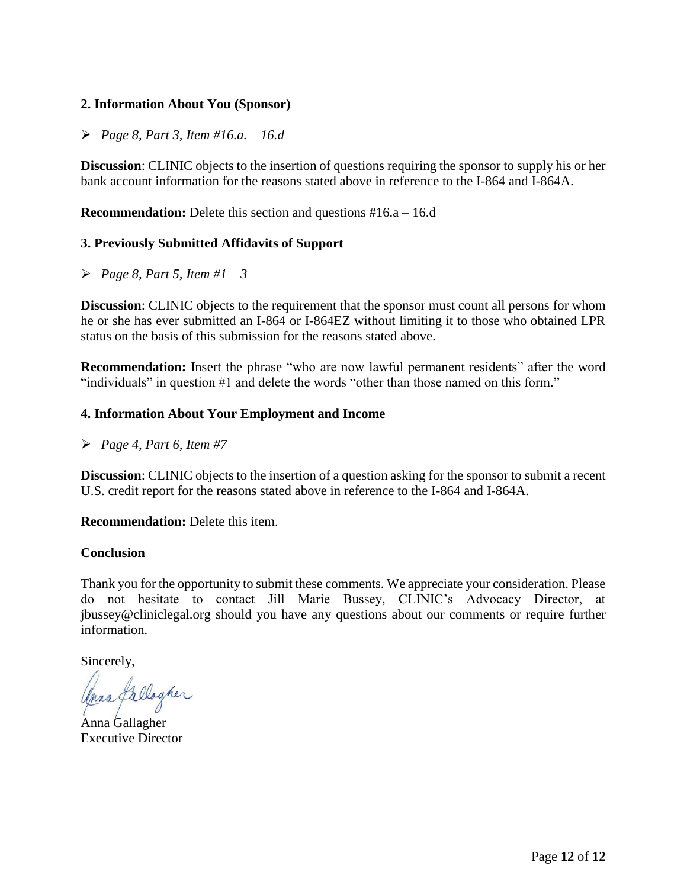### 2. Information About You (Sponsor)

- *Page 8, Part 3, Item #16.a. – 16.d*

**Discussion**: CLINIC objects to the insertion of questions requiring the sponsor to supply his or her bank account information for the reasons stated above in reference to the I-864 and I-864A.

**Recommendation:** Delete this section and questions #16.a – 16.d

### 3. Previously Submitted Affidavits of Support

- *Page 8, Part 5, Item #1 – 3*

**Discussion**: CLINIC objects to the requirement that the sponsor must count all persons for whom he or she has ever submitted an I-864 or I-864EZ without limiting it to those who obtained LPR status on the basis of this submission for the reasons stated above.

**Recommendation:** Insert the phrase "who are now lawful permanent residents" after the word "individuals" in question #1 and delete the words "other than those named on this form."

### 4. Information About Your Employment and Income

- *Page 4, Part 6, Item #7*

**Discussion**: CLINIC objects to the insertion of a question asking for the sponsor to submit a recent U.S. credit report for the reasons stated above in reference to the I-864 and I-864A.

**Recommendation:** Delete this item.

### Conclusion

Thank you for the opportunity to submit these comments. We appreciate your consideration. Please do not hesitate to contact Jill Marie Bussey, CLINIC's Advocacy Director, at jbussey@cliniclegal.org should you have any questions about our comments or require further information.

Sincerely,

Anna Gallagher
Executive Director